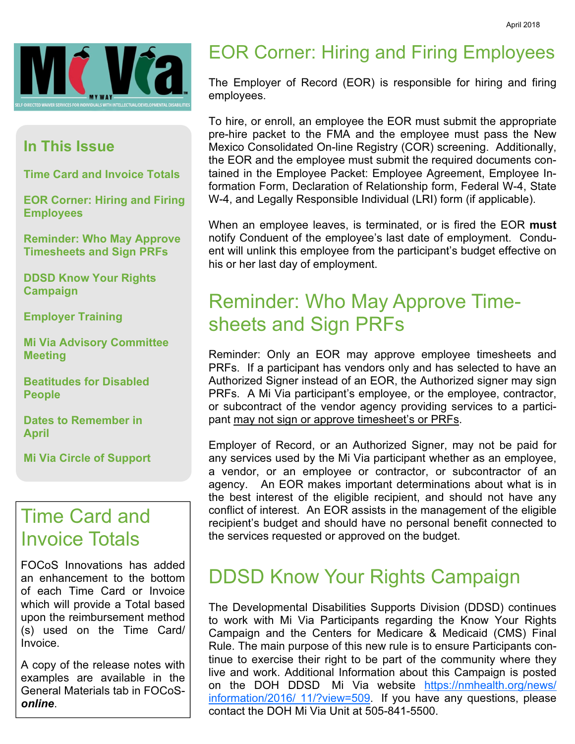April 2018

Mi Via

MY WAY

SELF-DIRECTED WAIVER SERVICES FOR INDIVIDUALS WITH INTELLECTUAL/DEVELOPMENTAL DISABILITIES

## In This Issue

- Time Card and Invoice Totals
- EOR Corner: Hiring and Firing Employees
- Reminder: Who May Approve Timesheets and Sign PRFs
- DDSD Know Your Rights Campaign
- Employer Training
- Mi Via Advisory Committee Meeting
- Beatitudes for Disabled People
- Dates to Remember in April
- Mi Via Circle of Support

## Time Card and Invoice Totals

FOCoS Innovations has added an enhancement to the bottom of each Time Card or Invoice which will provide a Total based upon the reimbursement method (s) used on the Time Card/ Invoice.

A copy of the release notes with examples are available in the General Materials tab in FOCoS-***online***.

## EOR Corner: Hiring and Firing Employees

The Employer of Record (EOR) is responsible for hiring and firing employees.

To hire, or enroll, an employee the EOR must submit the appropriate pre-hire packet to the FMA and the employee must pass the New Mexico Consolidated On-line Registry (COR) screening. Additionally, the EOR and the employee must submit the required documents contained in the Employee Packet: Employee Agreement, Employee Information Form, Declaration of Relationship form, Federal W-4, State W-4, and Legally Responsible Individual (LRI) form (if applicable).

When an employee leaves, is terminated, or is fired the EOR **must** notify Conduent of the employee's last date of employment. Conduent will unlink this employee from the participant's budget effective on his or her last day of employment.

## Reminder: Who May Approve Timesheets and Sign PRFs

Reminder: Only an EOR may approve employee timesheets and PRFs. If a participant has vendors only and has selected to have an Authorized Signer instead of an EOR, the Authorized signer may sign PRFs. A Mi Via participant's employee, or the employee, contractor, or subcontract of the vendor agency providing services to a participant <u>may not sign or approve timesheet's or PRFs</u>.

Employer of Record, or an Authorized Signer, may not be paid for any services used by the Mi Via participant whether as an employee, a vendor, or an employee or contractor, or subcontractor of an agency. An EOR makes important determinations about what is in the best interest of the eligible recipient, and should not have any conflict of interest. An EOR assists in the management of the eligible recipient's budget and should have no personal benefit connected to the services requested or approved on the budget.

## DDSD Know Your Rights Campaign

The Developmental Disabilities Supports Division (DDSD) continues to work with Mi Via Participants regarding the Know Your Rights Campaign and the Centers for Medicare & Medicaid (CMS) Final Rule. The main purpose of this new rule is to ensure Participants continue to exercise their right to be part of the community where they live and work. Additional Information about this Campaign is posted on the DOH DDSD Mi Via website https://nmhealth.org/news/information/2016/ 11/?view=509. If you have any questions, please contact the DOH Mi Via Unit at 505-841-5500.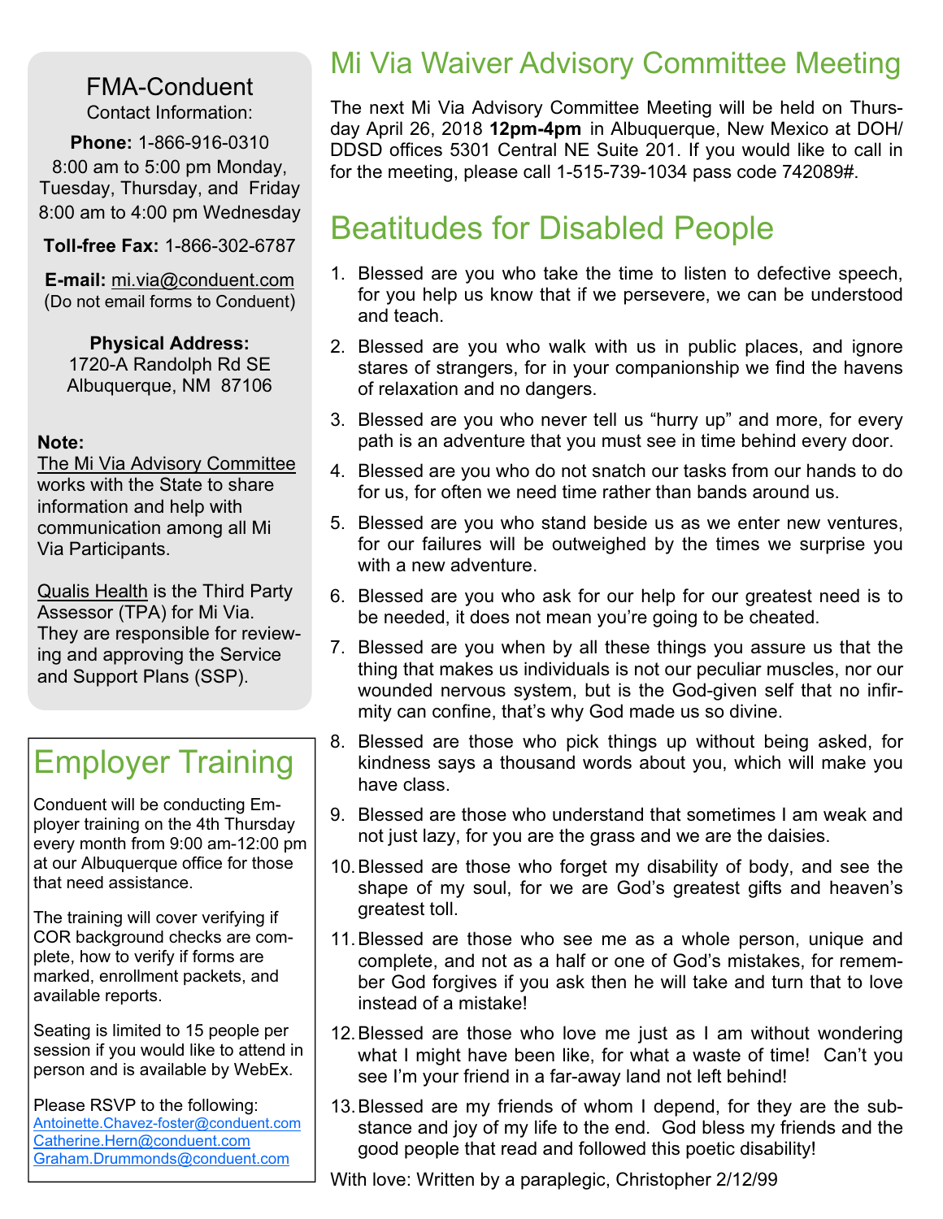## FMA-Conduent

Contact Information:

**Phone:** 1-866-916-0310
8:00 am to 5:00 pm Monday, Tuesday, Thursday, and Friday
8:00 am to 4:00 pm Wednesday

**Toll-free Fax:** 1-866-302-6787

**E-mail:** mi.via@conduent.com
(Do not email forms to Conduent)

**Physical Address:**
1720-A Randolph Rd SE
Albuquerque, NM 87106

**Note:**
The Mi Via Advisory Committee works with the State to share information and help with communication among all Mi Via Participants.

Qualis Health is the Third Party Assessor (TPA) for Mi Via. They are responsible for reviewing and approving the Service and Support Plans (SSP).

# Employer Training

Conduent will be conducting Employer training on the 4th Thursday every month from 9:00 am-12:00 pm at our Albuquerque office for those that need assistance.

The training will cover verifying if COR background checks are complete, how to verify if forms are marked, enrollment packets, and available reports.

Seating is limited to 15 people per session if you would like to attend in person and is available by WebEx.

Please RSVP to the following:
Antoinette.Chavez-foster@conduent.com
Catherine.Hern@conduent.com
Graham.Drummonds@conduent.com

# Mi Via Waiver Advisory Committee Meeting

The next Mi Via Advisory Committee Meeting will be held on Thursday April 26, 2018 **12pm-4pm** in Albuquerque, New Mexico at DOH/DDSD offices 5301 Central NE Suite 201. If you would like to call in for the meeting, please call 1-515-739-1034 pass code 742089#.

# Beatitudes for Disabled People

1. Blessed are you who take the time to listen to defective speech, for you help us know that if we persevere, we can be understood and teach.
2. Blessed are you who walk with us in public places, and ignore stares of strangers, for in your companionship we find the havens of relaxation and no dangers.
3. Blessed are you who never tell us "hurry up" and more, for every path is an adventure that you must see in time behind every door.
4. Blessed are you who do not snatch our tasks from our hands to do for us, for often we need time rather than bands around us.
5. Blessed are you who stand beside us as we enter new ventures, for our failures will be outweighed by the times we surprise you with a new adventure.
6. Blessed are you who ask for our help for our greatest need is to be needed, it does not mean you're going to be cheated.
7. Blessed are you when by all these things you assure us that the thing that makes us individuals is not our peculiar muscles, nor our wounded nervous system, but is the God-given self that no infirmity can confine, that's why God made us so divine.
8. Blessed are those who pick things up without being asked, for kindness says a thousand words about you, which will make you have class.
9. Blessed are those who understand that sometimes I am weak and not just lazy, for you are the grass and we are the daisies.
10. Blessed are those who forget my disability of body, and see the shape of my soul, for we are God's greatest gifts and heaven's greatest toll.
11. Blessed are those who see me as a whole person, unique and complete, and not as a half or one of God's mistakes, for remember God forgives if you ask then he will take and turn that to love instead of a mistake!
12. Blessed are those who love me just as I am without wondering what I might have been like, for what a waste of time! Can't you see I'm your friend in a far-away land not left behind!
13. Blessed are my friends of whom I depend, for they are the substance and joy of my life to the end. God bless my friends and the good people that read and followed this poetic disability!

With love: Written by a paraplegic, Christopher 2/12/99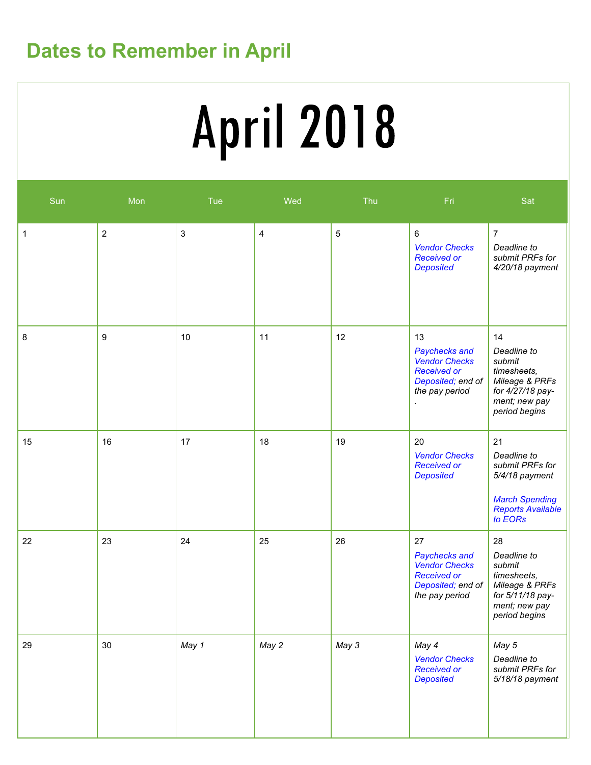## Dates to Remember in April

# April 2018

| Sun | Mon | Tue | Wed | Thu | Fri | Sat |
|---|---|---|---|---|---|---|
| 1 | 2 | 3 | 4 | 5 | 6 *Vendor Checks Received or Deposited* | 7 *Deadline to submit PRFs for 4/20/18 payment* |
| 8 | 9 | 10 | 11 | 12 | 13 *Paychecks and Vendor Checks Received or Deposited; end of the pay period* | 14 *Deadline to submit timesheets, Mileage & PRFs for 4/27/18 payment; new pay period begins* |
| 15 | 16 | 17 | 18 | 19 | 20 *Vendor Checks Received or Deposited* | 21 *Deadline to submit PRFs for 5/4/18 payment* *March Spending Reports Available to EORs* |
| 22 | 23 | 24 | 25 | 26 | 27 *Paychecks and Vendor Checks Received or Deposited; end of the pay period* | 28 *Deadline to submit timesheets, Mileage & PRFs for 5/11/18 payment; new pay period begins* |
| 29 | 30 | *May 1* | *May 2* | *May 3* | *May 4* *Vendor Checks Received or Deposited* | *May 5* *Deadline to submit PRFs for 5/18/18 payment* |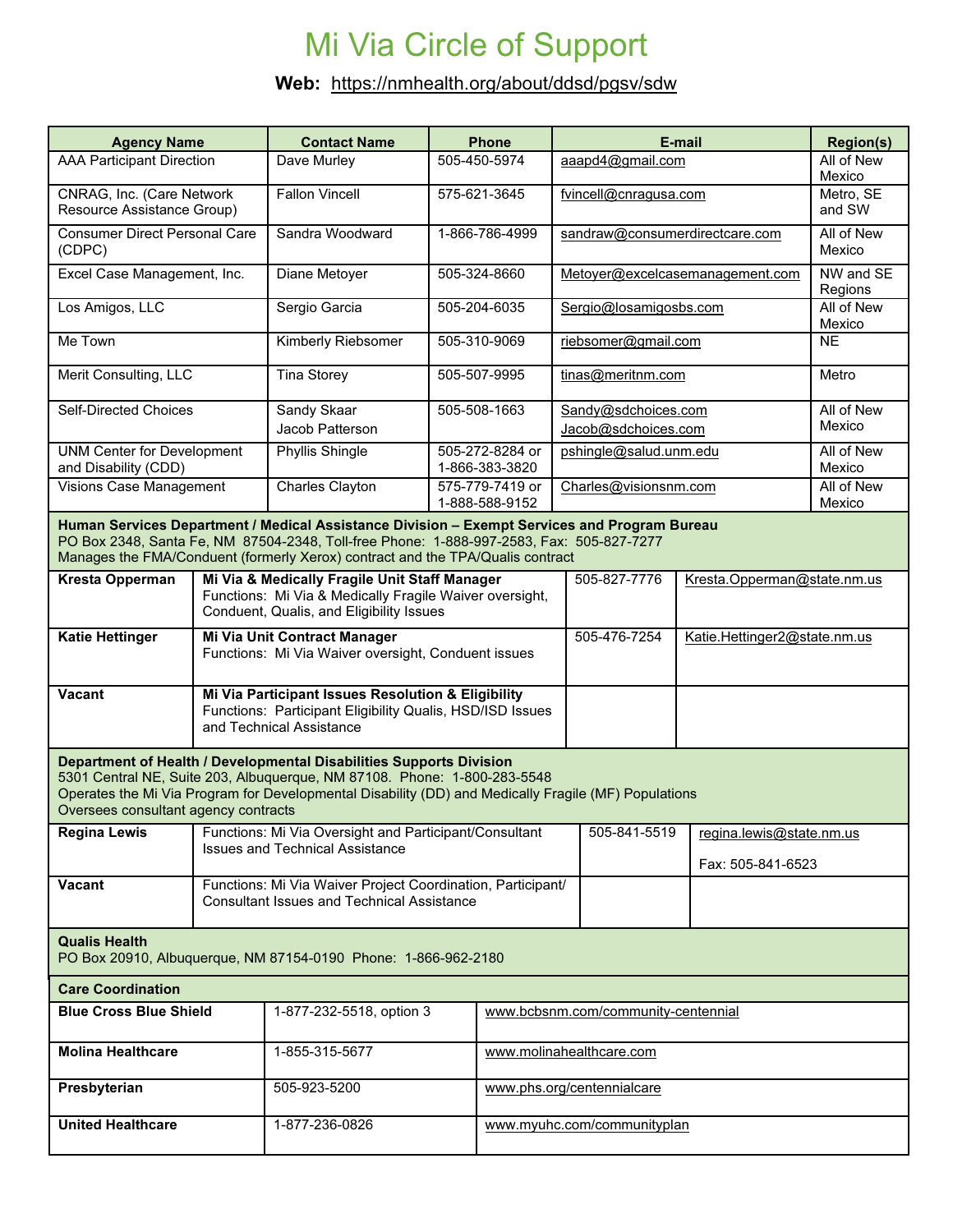# Mi Via Circle of Support

**Web:** https://nmhealth.org/about/ddsd/pgsv/sdw

| Agency Name | Contact Name | Phone | E-mail | Region(s) |
|---|---|---|---|---|
| AAA Participant Direction | Dave Murley | 505-450-5974 | aaapd4@gmail.com | All of New Mexico |
| CNRAG, Inc. (Care Network Resource Assistance Group) | Fallon Vincell | 575-621-3645 | fvincell@cnragusa.com | Metro, SE and SW |
| Consumer Direct Personal Care (CDPC) | Sandra Woodward | 1-866-786-4999 | sandraw@consumerdirectcare.com | All of New Mexico |
| Excel Case Management, Inc. | Diane Metoyer | 505-324-8660 | Metoyer@excelcasemanagement.com | NW and SE Regions |
| Los Amigos, LLC | Sergio Garcia | 505-204-6035 | Sergio@losamigosbs.com | All of New Mexico |
| Me Town | Kimberly Riebsomer | 505-310-9069 | riebsomer@gmail.com | NE |
| Merit Consulting, LLC | Tina Storey | 505-507-9995 | tinas@meritnm.com | Metro |
| Self-Directed Choices | Sandy Skaar<br>Jacob Patterson | 505-508-1663 | Sandy@sdchoices.com<br>Jacob@sdchoices.com | All of New Mexico |
| UNM Center for Development and Disability (CDD) | Phyllis Shingle | 505-272-8284 or 1-866-383-3820 | pshingle@salud.unm.edu | All of New Mexico |
| Visions Case Management | Charles Clayton | 575-779-7419 or 1-888-588-9152 | Charles@visionsnm.com | All of New Mexico |

**Human Services Department / Medical Assistance Division – Exempt Services and Program Bureau**
PO Box 2348, Santa Fe, NM 87504-2348, Toll-free Phone: 1-888-997-2583, Fax: 505-827-7277
Manages the FMA/Conduent (formerly Xerox) contract and the TPA/Qualis contract

| | | | |
|---|---|---|---|
| **Kresta Opperman** | **Mi Via & Medically Fragile Unit Staff Manager**<br>Functions: Mi Via & Medically Fragile Waiver oversight, Conduent, Qualis, and Eligibility Issues | 505-827-7776 | Kresta.Opperman@state.nm.us |
| **Katie Hettinger** | **Mi Via Unit Contract Manager**<br>Functions: Mi Via Waiver oversight, Conduent issues | 505-476-7254 | Katie.Hettinger2@state.nm.us |
| **Vacant** | **Mi Via Participant Issues Resolution & Eligibility**<br>Functions: Participant Eligibility Qualis, HSD/ISD Issues and Technical Assistance | | |

**Department of Health / Developmental Disabilities Supports Division**
5301 Central NE, Suite 203, Albuquerque, NM 87108. Phone: 1-800-283-5548
Operates the Mi Via Program for Developmental Disability (DD) and Medically Fragile (MF) Populations
Oversees consultant agency contracts

| | | | |
|---|---|---|---|
| **Regina Lewis** | Functions: Mi Via Oversight and Participant/Consultant Issues and Technical Assistance | 505-841-5519 | regina.lewis@state.nm.us<br>Fax: 505-841-6523 |
| **Vacant** | Functions: Mi Via Waiver Project Coordination, Participant/ Consultant Issues and Technical Assistance | | |

**Qualis Health**
PO Box 20910, Albuquerque, NM 87154-0190 Phone: 1-866-962-2180

**Care Coordination**

| | | |
|---|---|---|
| **Blue Cross Blue Shield** | 1-877-232-5518, option 3 | www.bcbsnm.com/community-centennial |
| **Molina Healthcare** | 1-855-315-5677 | www.molinahealthcare.com |
| **Presbyterian** | 505-923-5200 | www.phs.org/centennialcare |
| **United Healthcare** | 1-877-236-0826 | www.myuhc.com/communityplan |